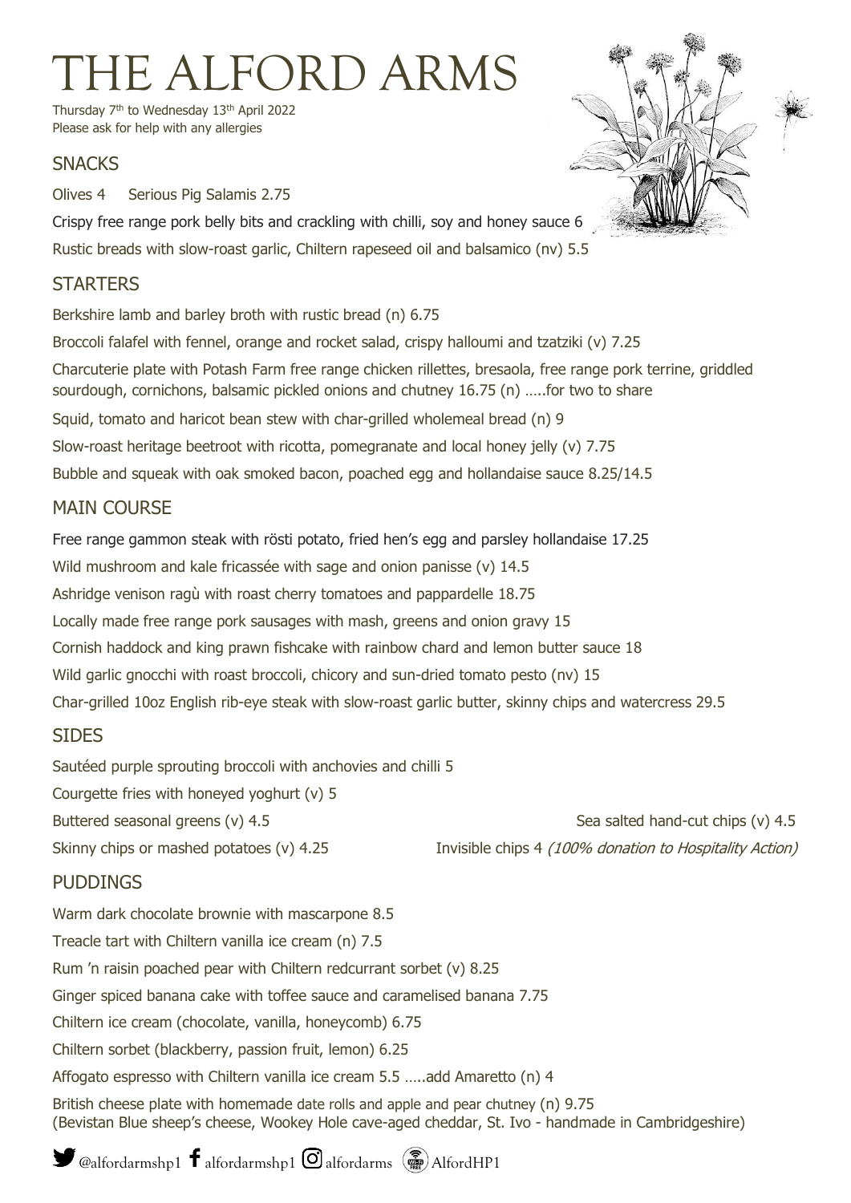# THE ALFORD ARMS

Thursday 7th to Wednesday 13th April 2022
Please ask for help with any allergies

## SNACKS

Olives 4 Serious Pig Salamis 2.75

Crispy free range pork belly bits and crackling with chilli, soy and honey sauce 6

Rustic breads with slow-roast garlic, Chiltern rapeseed oil and balsamico (nv) 5.5

## STARTERS

Berkshire lamb and barley broth with rustic bread (n) 6.75

Broccoli falafel with fennel, orange and rocket salad, crispy halloumi and tzatziki (v) 7.25

Charcuterie plate with Potash Farm free range chicken rillettes, bresaola, free range pork terrine, griddled sourdough, cornichons, balsamic pickled onions and chutney 16.75 (n) …..for two to share

Squid, tomato and haricot bean stew with char-grilled wholemeal bread (n) 9

Slow-roast heritage beetroot with ricotta, pomegranate and local honey jelly (v) 7.75

Bubble and squeak with oak smoked bacon, poached egg and hollandaise sauce 8.25/14.5

## MAIN COURSE

Free range gammon steak with rösti potato, fried hen's egg and parsley hollandaise 17.25

Wild mushroom and kale fricassée with sage and onion panisse (v) 14.5

Ashridge venison ragù with roast cherry tomatoes and pappardelle 18.75

Locally made free range pork sausages with mash, greens and onion gravy 15

Cornish haddock and king prawn fishcake with rainbow chard and lemon butter sauce 18

Wild garlic gnocchi with roast broccoli, chicory and sun-dried tomato pesto (nv) 15

Char-grilled 10oz English rib-eye steak with slow-roast garlic butter, skinny chips and watercress 29.5

## SIDES

Sautéed purple sprouting broccoli with anchovies and chilli 5

Courgette fries with honeyed yoghurt (v) 5

Buttered seasonal greens (v) 4.5

Sea salted hand-cut chips (v) 4.5

Skinny chips or mashed potatoes (v) 4.25

Invisible chips 4 *(100% donation to Hospitality Action)*

## PUDDINGS

Warm dark chocolate brownie with mascarpone 8.5

Treacle tart with Chiltern vanilla ice cream (n) 7.5

Rum 'n raisin poached pear with Chiltern redcurrant sorbet (v) 8.25

Ginger spiced banana cake with toffee sauce and caramelised banana 7.75

Chiltern ice cream (chocolate, vanilla, honeycomb) 6.75

Chiltern sorbet (blackberry, passion fruit, lemon) 6.25

Affogato espresso with Chiltern vanilla ice cream 5.5 …..add Amaretto (n) 4

British cheese plate with homemade date rolls and apple and pear chutney (n) 9.75
(Bevistan Blue sheep's cheese, Wookey Hole cave-aged cheddar, St. Ivo - handmade in Cambridgeshire)

@alfordarmshp1 alfordarmshp1 alfordarms AlfordHP1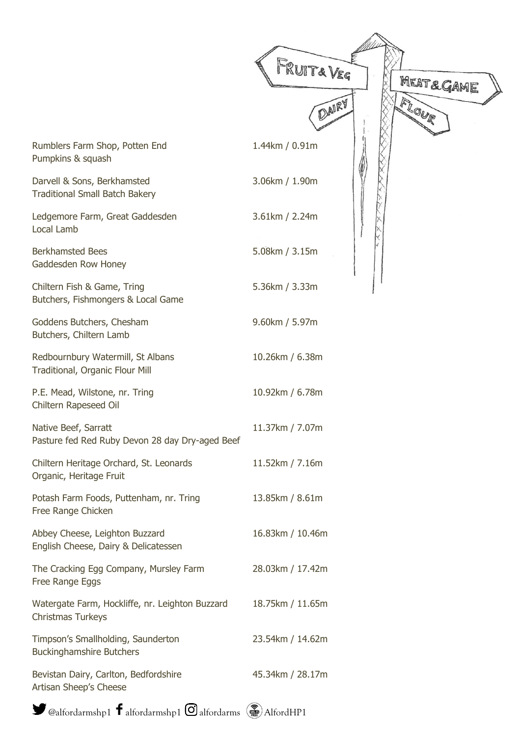FRUIT & VEG

DAIRY

MEAT & GAME

FLOUR

Rumblers Farm Shop, Potten End 1.44km / 0.91m
Pumpkins & squash

Darvell & Sons, Berkhamsted 3.06km / 1.90m
Traditional Small Batch Bakery

Ledgemore Farm, Great Gaddesden 3.61km / 2.24m
Local Lamb

Berkhamsted Bees 5.08km / 3.15m
Gaddesden Row Honey

Chiltern Fish & Game, Tring 5.36km / 3.33m
Butchers, Fishmongers & Local Game

Goddens Butchers, Chesham 9.60km / 5.97m
Butchers, Chiltern Lamb

Redbournbury Watermill, St Albans 10.26km / 6.38m
Traditional, Organic Flour Mill

P.E. Mead, Wilstone, nr. Tring 10.92km / 6.78m
Chiltern Rapeseed Oil

Native Beef, Sarratt 11.37km / 7.07m
Pasture fed Red Ruby Devon 28 day Dry-aged Beef

Chiltern Heritage Orchard, St. Leonards 11.52km / 7.16m
Organic, Heritage Fruit

Potash Farm Foods, Puttenham, nr. Tring 13.85km / 8.61m
Free Range Chicken

Abbey Cheese, Leighton Buzzard 16.83km / 10.46m
English Cheese, Dairy & Delicatessen

The Cracking Egg Company, Mursley Farm 28.03km / 17.42m
Free Range Eggs

Watergate Farm, Hockliffe, nr. Leighton Buzzard 18.75km / 11.65m
Christmas Turkeys

Timpson's Smallholding, Saunderton 23.54km / 14.62m
Buckinghamshire Butchers

Bevistan Dairy, Carlton, Bedfordshire 45.34km / 28.17m
Artisan Sheep's Cheese

@alfordarmshp1 alfordarmshp1 alfordarms AlfordHP1